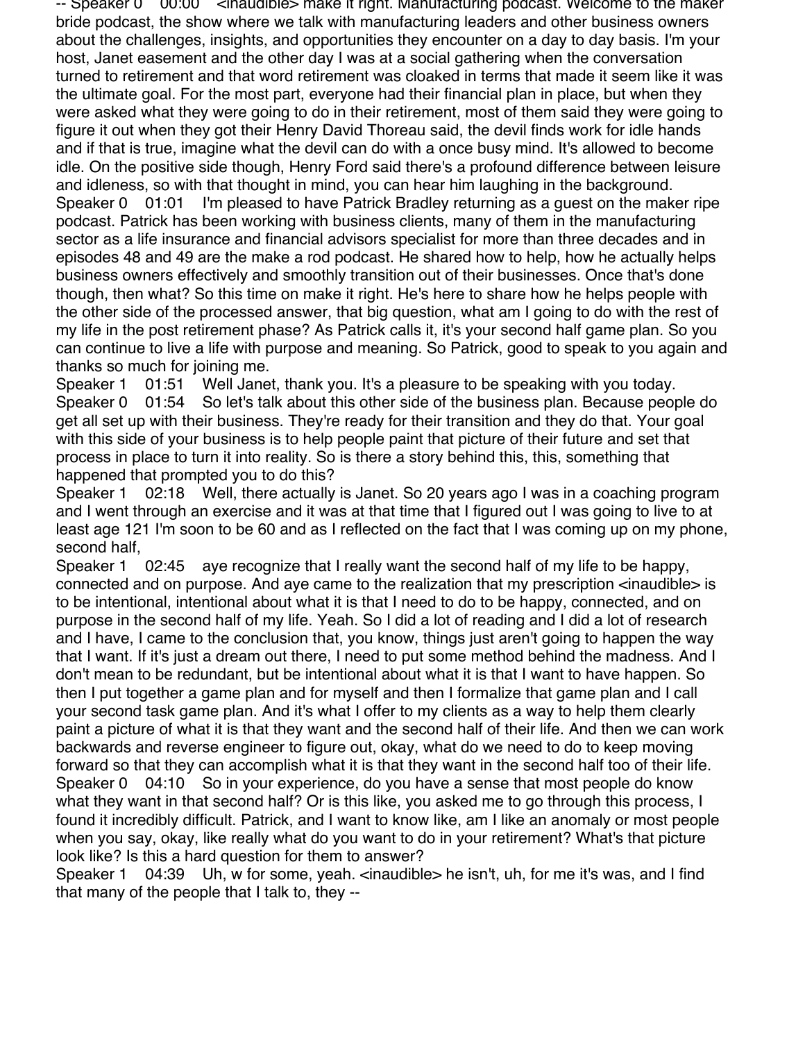-- Speaker 0 00:00 <inaudible> make it right. Manufacturing podcast. Welcome to the maker bride podcast, the show where we talk with manufacturing leaders and other business owners about the challenges, insights, and opportunities they encounter on a day to day basis. I'm your host, Janet easement and the other day I was at a social gathering when the conversation turned to retirement and that word retirement was cloaked in terms that made it seem like it was the ultimate goal. For the most part, everyone had their financial plan in place, but when they were asked what they were going to do in their retirement, most of them said they were going to figure it out when they got their Henry David Thoreau said, the devil finds work for idle hands and if that is true, imagine what the devil can do with a once busy mind. It's allowed to become idle. On the positive side though, Henry Ford said there's a profound difference between leisure and idleness, so with that thought in mind, you can hear him laughing in the background.

Speaker 0 01:01 I'm pleased to have Patrick Bradley returning as a guest on the maker ripe podcast. Patrick has been working with business clients, many of them in the manufacturing sector as a life insurance and financial advisors specialist for more than three decades and in episodes 48 and 49 are the make a rod podcast. He shared how to help, how he actually helps business owners effectively and smoothly transition out of their businesses. Once that's done though, then what? So this time on make it right. He's here to share how he helps people with the other side of the processed answer, that big question, what am I going to do with the rest of my life in the post retirement phase? As Patrick calls it, it's your second half game plan. So you can continue to live a life with purpose and meaning. So Patrick, good to speak to you again and thanks so much for joining me.

Speaker 1 01:51 Well Janet, thank you. It's a pleasure to be speaking with you today.

Speaker 0 01:54 So let's talk about this other side of the business plan. Because people do get all set up with their business. They're ready for their transition and they do that. Your goal with this side of your business is to help people paint that picture of their future and set that process in place to turn it into reality. So is there a story behind this, this, something that happened that prompted you to do this?

Speaker 1 02:18 Well, there actually is Janet. So 20 years ago I was in a coaching program and I went through an exercise and it was at that time that I figured out I was going to live to at least age 121 I'm soon to be 60 and as I reflected on the fact that I was coming up on my phone, second half,

Speaker 1 02:45 aye recognize that I really want the second half of my life to be happy, connected and on purpose. And aye came to the realization that my prescription <inaudible> is to be intentional, intentional about what it is that I need to do to be happy, connected, and on purpose in the second half of my life. Yeah. So I did a lot of reading and I did a lot of research and I have, I came to the conclusion that, you know, things just aren't going to happen the way that I want. If it's just a dream out there, I need to put some method behind the madness. And I don't mean to be redundant, but be intentional about what it is that I want to have happen. So then I put together a game plan and for myself and then I formalize that game plan and I call your second task game plan. And it's what I offer to my clients as a way to help them clearly paint a picture of what it is that they want and the second half of their life. And then we can work backwards and reverse engineer to figure out, okay, what do we need to do to keep moving forward so that they can accomplish what it is that they want in the second half too of their life.

Speaker 0 04:10 So in your experience, do you have a sense that most people do know what they want in that second half? Or is this like, you asked me to go through this process, I found it incredibly difficult. Patrick, and I want to know like, am I like an anomaly or most people when you say, okay, like really what do you want to do in your retirement? What's that picture look like? Is this a hard question for them to answer?

Speaker 1 04:39 Uh, w for some, yeah. <inaudible> he isn't, uh, for me it's was, and I find that many of the people that I talk to, they --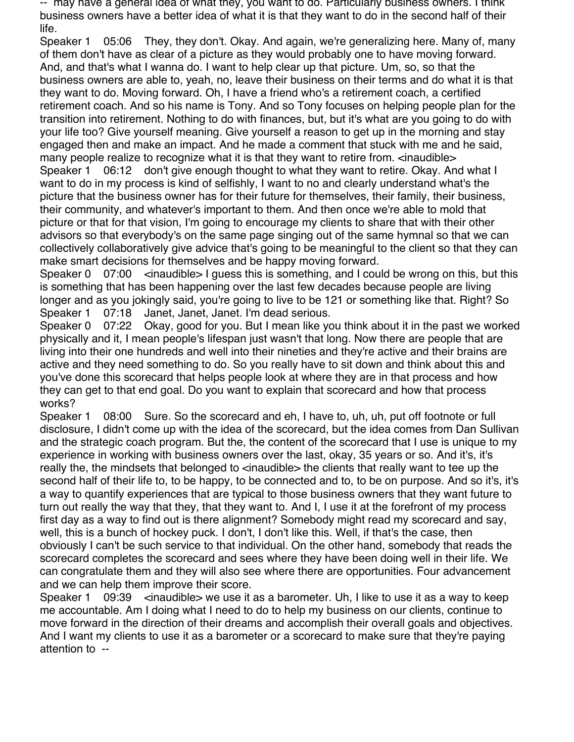-- may have a general idea of what they, you want to do. Particularly business owners. I think business owners have a better idea of what it is that they want to do in the second half of their life.

Speaker 1 05:06 They, they don't. Okay. And again, we're generalizing here. Many of, many of them don't have as clear of a picture as they would probably one to have moving forward. And, and that's what I wanna do. I want to help clear up that picture. Um, so, so that the business owners are able to, yeah, no, leave their business on their terms and do what it is that they want to do. Moving forward. Oh, I have a friend who's a retirement coach, a certified retirement coach. And so his name is Tony. And so Tony focuses on helping people plan for the transition into retirement. Nothing to do with finances, but, but it's what are you going to do with your life too? Give yourself meaning. Give yourself a reason to get up in the morning and stay engaged then and make an impact. And he made a comment that stuck with me and he said, many people realize to recognize what it is that they want to retire from. <inaudible>

Speaker 1 06:12 don't give enough thought to what they want to retire. Okay. And what I want to do in my process is kind of selfishly, I want to no and clearly understand what's the picture that the business owner has for their future for themselves, their family, their business, their community, and whatever's important to them. And then once we're able to mold that picture or that for that vision, I'm going to encourage my clients to share that with their other advisors so that everybody's on the same page singing out of the same hymnal so that we can collectively collaboratively give advice that's going to be meaningful to the client so that they can make smart decisions for themselves and be happy moving forward.

Speaker 0 07:00 <inaudible> I guess this is something, and I could be wrong on this, but this is something that has been happening over the last few decades because people are living longer and as you jokingly said, you're going to live to be 121 or something like that. Right? So

Speaker 1 07:18 Janet, Janet, Janet. I'm dead serious.

Speaker 0 07:22 Okay, good for you. But I mean like you think about it in the past we worked physically and it, I mean people's lifespan just wasn't that long. Now there are people that are living into their one hundreds and well into their nineties and they're active and their brains are active and they need something to do. So you really have to sit down and think about this and you've done this scorecard that helps people look at where they are in that process and how they can get to that end goal. Do you want to explain that scorecard and how that process works?

Speaker 1 08:00 Sure. So the scorecard and eh, I have to, uh, uh, put off footnote or full disclosure, I didn't come up with the idea of the scorecard, but the idea comes from Dan Sullivan and the strategic coach program. But the, the content of the scorecard that I use is unique to my experience in working with business owners over the last, okay, 35 years or so. And it's, it's really the, the mindsets that belonged to <inaudible> the clients that really want to tee up the second half of their life to, to be happy, to be connected and to, to be on purpose. And so it's, it's a way to quantify experiences that are typical to those business owners that they want future to turn out really the way that they, that they want to. And I, I use it at the forefront of my process first day as a way to find out is there alignment? Somebody might read my scorecard and say, well, this is a bunch of hockey puck. I don't, I don't like this. Well, if that's the case, then obviously I can't be such service to that individual. On the other hand, somebody that reads the scorecard completes the scorecard and sees where they have been doing well in their life. We can congratulate them and they will also see where there are opportunities. Four advancement and we can help them improve their score.

Speaker 1 09:39 <inaudible> we use it as a barometer. Uh, I like to use it as a way to keep me accountable. Am I doing what I need to do to help my business on our clients, continue to move forward in the direction of their dreams and accomplish their overall goals and objectives. And I want my clients to use it as a barometer or a scorecard to make sure that they're paying attention to --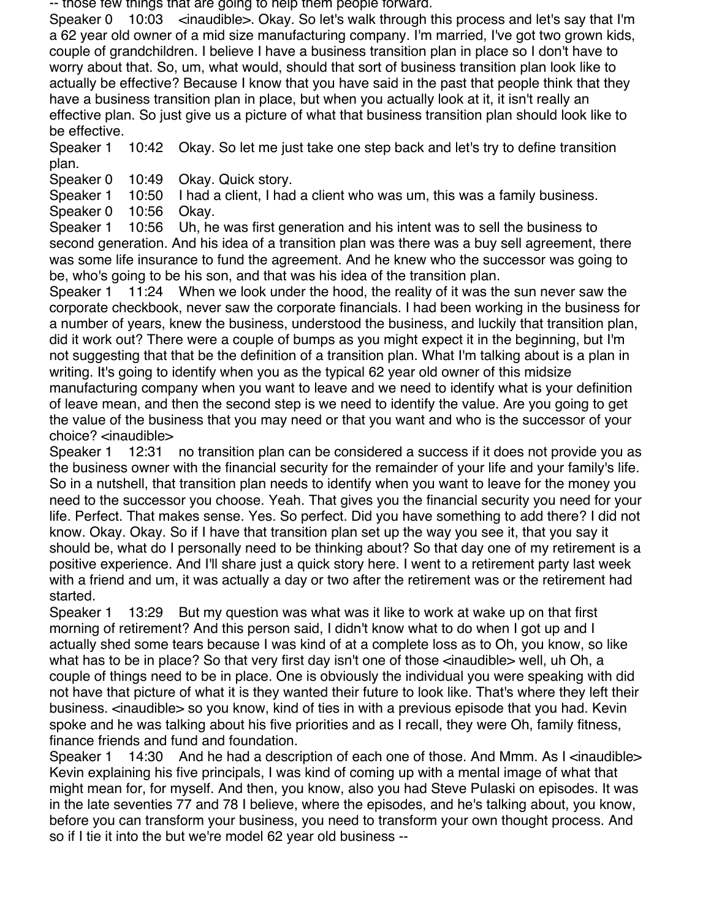-- those few things that are going to help them people forward.

Speaker 0 10:03 <inaudible>. Okay. So let's walk through this process and let's say that I'm a 62 year old owner of a mid size manufacturing company. I'm married, I've got two grown kids, couple of grandchildren. I believe I have a business transition plan in place so I don't have to worry about that. So, um, what would, should that sort of business transition plan look like to actually be effective? Because I know that you have said in the past that people think that they have a business transition plan in place, but when you actually look at it, it isn't really an effective plan. So just give us a picture of what that business transition plan should look like to be effective.

Speaker 1 10:42 Okay. So let me just take one step back and let's try to define transition plan.

Speaker 0 10:49 Okay. Quick story.

Speaker 1 10:50 I had a client, I had a client who was um, this was a family business.

Speaker 0 10:56 Okay.

Speaker 1 10:56 Uh, he was first generation and his intent was to sell the business to second generation. And his idea of a transition plan was there was a buy sell agreement, there was some life insurance to fund the agreement. And he knew who the successor was going to be, who's going to be his son, and that was his idea of the transition plan.

Speaker 1 11:24 When we look under the hood, the reality of it was the sun never saw the corporate checkbook, never saw the corporate financials. I had been working in the business for a number of years, knew the business, understood the business, and luckily that transition plan, did it work out? There were a couple of bumps as you might expect it in the beginning, but I'm not suggesting that that be the definition of a transition plan. What I'm talking about is a plan in writing. It's going to identify when you as the typical 62 year old owner of this midsize manufacturing company when you want to leave and we need to identify what is your definition of leave mean, and then the second step is we need to identify the value. Are you going to get the value of the business that you may need or that you want and who is the successor of your choice? <inaudible>

Speaker 1 12:31 no transition plan can be considered a success if it does not provide you as the business owner with the financial security for the remainder of your life and your family's life. So in a nutshell, that transition plan needs to identify when you want to leave for the money you need to the successor you choose. Yeah. That gives you the financial security you need for your life. Perfect. That makes sense. Yes. So perfect. Did you have something to add there? I did not know. Okay. Okay. So if I have that transition plan set up the way you see it, that you say it should be, what do I personally need to be thinking about? So that day one of my retirement is a positive experience. And I'll share just a quick story here. I went to a retirement party last week with a friend and um, it was actually a day or two after the retirement was or the retirement had started.

Speaker 1 13:29 But my question was what was it like to work at wake up on that first morning of retirement? And this person said, I didn't know what to do when I got up and I actually shed some tears because I was kind of at a complete loss as to Oh, you know, so like what has to be in place? So that very first day isn't one of those <inaudible> well, uh Oh, a couple of things need to be in place. One is obviously the individual you were speaking with did not have that picture of what it is they wanted their future to look like. That's where they left their business. <inaudible> so you know, kind of ties in with a previous episode that you had. Kevin spoke and he was talking about his five priorities and as I recall, they were Oh, family fitness, finance friends and fund and foundation.

Speaker 1 14:30 And he had a description of each one of those. And Mmm. As I <inaudible> Kevin explaining his five principals, I was kind of coming up with a mental image of what that might mean for, for myself. And then, you know, also you had Steve Pulaski on episodes. It was in the late seventies 77 and 78 I believe, where the episodes, and he's talking about, you know, before you can transform your business, you need to transform your own thought process. And so if I tie it into the but we're model 62 year old business --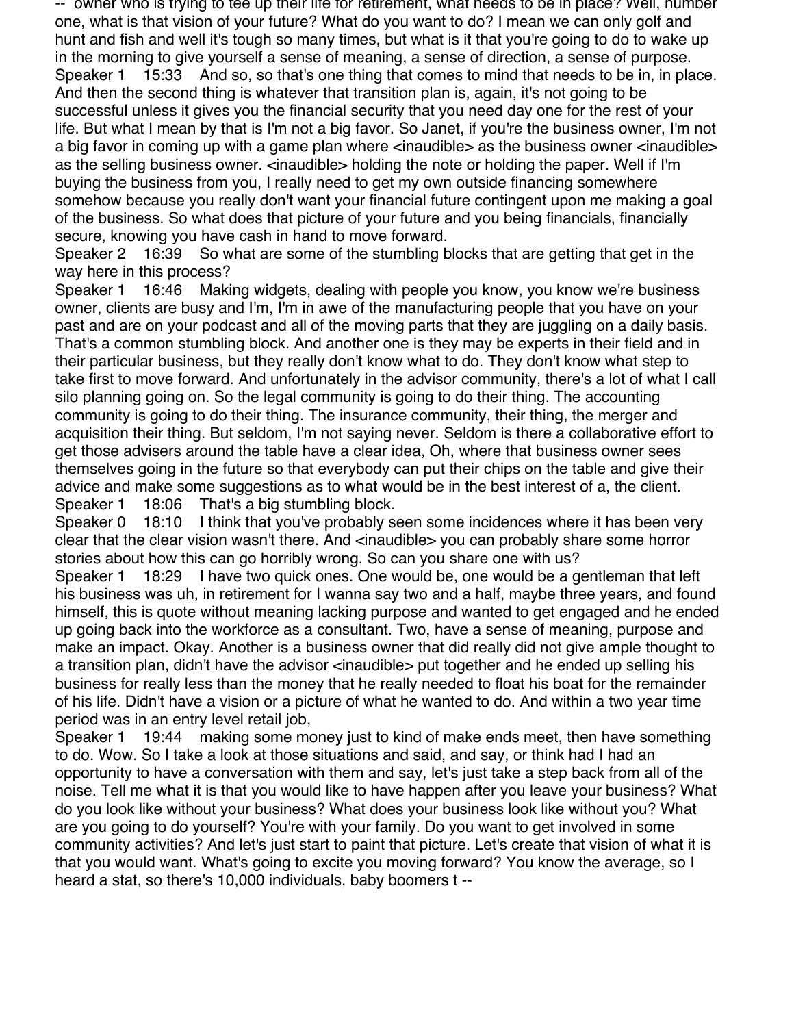--  owner who is trying to tee up their life for retirement, what needs to be in place? Well, number one, what is that vision of your future? What do you want to do? I mean we can only golf and hunt and fish and well it's tough so many times, but what is it that you're going to do to wake up in the morning to give yourself a sense of meaning, a sense of direction, a sense of purpose.

Speaker 1    15:33    And so, so that's one thing that comes to mind that needs to be in, in place. And then the second thing is whatever that transition plan is, again, it's not going to be successful unless it gives you the financial security that you need day one for the rest of your life. But what I mean by that is I'm not a big favor. So Janet, if you're the business owner, I'm not a big favor in coming up with a game plan where <inaudible> as the business owner <inaudible> as the selling business owner. <inaudible> holding the note or holding the paper. Well if I'm buying the business from you, I really need to get my own outside financing somewhere somehow because you really don't want your financial future contingent upon me making a goal of the business. So what does that picture of your future and you being financials, financially secure, knowing you have cash in hand to move forward.

Speaker 2    16:39    So what are some of the stumbling blocks that are getting that get in the way here in this process?

Speaker 1    16:46    Making widgets, dealing with people you know, you know we're business owner, clients are busy and I'm, I'm in awe of the manufacturing people that you have on your past and are on your podcast and all of the moving parts that they are juggling on a daily basis. That's a common stumbling block. And another one is they may be experts in their field and in their particular business, but they really don't know what to do. They don't know what step to take first to move forward. And unfortunately in the advisor community, there's a lot of what I call silo planning going on. So the legal community is going to do their thing. The accounting community is going to do their thing. The insurance community, their thing, the merger and acquisition their thing. But seldom, I'm not saying never. Seldom is there a collaborative effort to get those advisers around the table have a clear idea, Oh, where that business owner sees themselves going in the future so that everybody can put their chips on the table and give their advice and make some suggestions as to what would be in the best interest of a, the client.

Speaker 1    18:06    That's a big stumbling block.

Speaker 0    18:10    I think that you've probably seen some incidences where it has been very clear that the clear vision wasn't there. And <inaudible> you can probably share some horror stories about how this can go horribly wrong. So can you share one with us?

Speaker 1    18:29    I have two quick ones. One would be, one would be a gentleman that left his business was uh, in retirement for I wanna say two and a half, maybe three years, and found himself, this is quote without meaning lacking purpose and wanted to get engaged and he ended up going back into the workforce as a consultant. Two, have a sense of meaning, purpose and make an impact. Okay. Another is a business owner that did really did not give ample thought to a transition plan, didn't have the advisor <inaudible> put together and he ended up selling his business for really less than the money that he really needed to float his boat for the remainder of his life. Didn't have a vision or a picture of what he wanted to do. And within a two year time period was in an entry level retail job,

Speaker 1    19:44    making some money just to kind of make ends meet, then have something to do. Wow. So I take a look at those situations and said, and say, or think had I had an opportunity to have a conversation with them and say, let's just take a step back from all of the noise. Tell me what it is that you would like to have happen after you leave your business? What do you look like without your business? What does your business look like without you? What are you going to do yourself? You're with your family. Do you want to get involved in some community activities? And let's just start to paint that picture. Let's create that vision of what it is that you would want. What's going to excite you moving forward? You know the average, so I heard a stat, so there's 10,000 individuals, baby boomers t --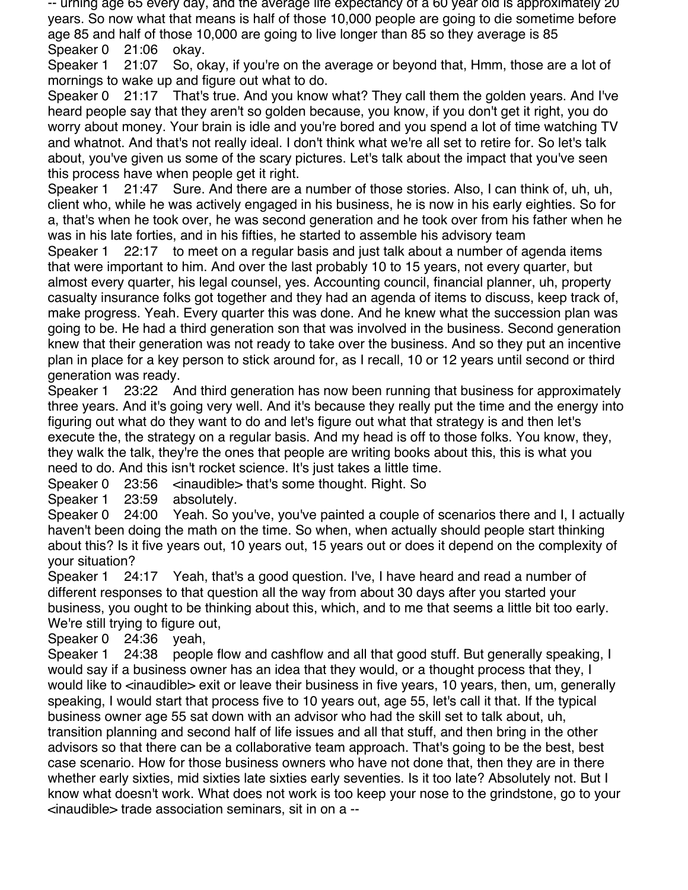-- urning age 65 every day, and the average life expectancy of a 60 year old is approximately 20 years. So now what that means is half of those 10,000 people are going to die sometime before age 85 and half of those 10,000 are going to live longer than 85 so they average is 85

Speaker 0 21:06 okay.

Speaker 1 21:07 So, okay, if you're on the average or beyond that, Hmm, those are a lot of mornings to wake up and figure out what to do.

Speaker 0 21:17 That's true. And you know what? They call them the golden years. And I've heard people say that they aren't so golden because, you know, if you don't get it right, you do worry about money. Your brain is idle and you're bored and you spend a lot of time watching TV and whatnot. And that's not really ideal. I don't think what we're all set to retire for. So let's talk about, you've given us some of the scary pictures. Let's talk about the impact that you've seen this process have when people get it right.

Speaker 1 21:47 Sure. And there are a number of those stories. Also, I can think of, uh, uh, client who, while he was actively engaged in his business, he is now in his early eighties. So for a, that's when he took over, he was second generation and he took over from his father when he was in his late forties, and in his fifties, he started to assemble his advisory team

Speaker 1 22:17 to meet on a regular basis and just talk about a number of agenda items that were important to him. And over the last probably 10 to 15 years, not every quarter, but almost every quarter, his legal counsel, yes. Accounting council, financial planner, uh, property casualty insurance folks got together and they had an agenda of items to discuss, keep track of, make progress. Yeah. Every quarter this was done. And he knew what the succession plan was going to be. He had a third generation son that was involved in the business. Second generation knew that their generation was not ready to take over the business. And so they put an incentive plan in place for a key person to stick around for, as I recall, 10 or 12 years until second or third generation was ready.

Speaker 1 23:22 And third generation has now been running that business for approximately three years. And it's going very well. And it's because they really put the time and the energy into figuring out what do they want to do and let's figure out what that strategy is and then let's execute the, the strategy on a regular basis. And my head is off to those folks. You know, they, they walk the talk, they're the ones that people are writing books about this, this is what you need to do. And this isn't rocket science. It's just takes a little time.

Speaker 0 23:56 <inaudible> that's some thought. Right. So

Speaker 1 23:59 absolutely.

Speaker 0 24:00 Yeah. So you've, you've painted a couple of scenarios there and I, I actually haven't been doing the math on the time. So when, when actually should people start thinking about this? Is it five years out, 10 years out, 15 years out or does it depend on the complexity of your situation?

Speaker 1 24:17 Yeah, that's a good question. I've, I have heard and read a number of different responses to that question all the way from about 30 days after you started your business, you ought to be thinking about this, which, and to me that seems a little bit too early. We're still trying to figure out,

Speaker 0 24:36 yeah,

Speaker 1 24:38 people flow and cashflow and all that good stuff. But generally speaking, I would say if a business owner has an idea that they would, or a thought process that they, I would like to <inaudible> exit or leave their business in five years, 10 years, then, um, generally speaking, I would start that process five to 10 years out, age 55, let's call it that. If the typical business owner age 55 sat down with an advisor who had the skill set to talk about, uh, transition planning and second half of life issues and all that stuff, and then bring in the other advisors so that there can be a collaborative team approach. That's going to be the best, best case scenario. How for those business owners who have not done that, then they are in there whether early sixties, mid sixties late sixties early seventies. Is it too late? Absolutely not. But I know what doesn't work. What does not work is too keep your nose to the grindstone, go to your <inaudible> trade association seminars, sit in on a --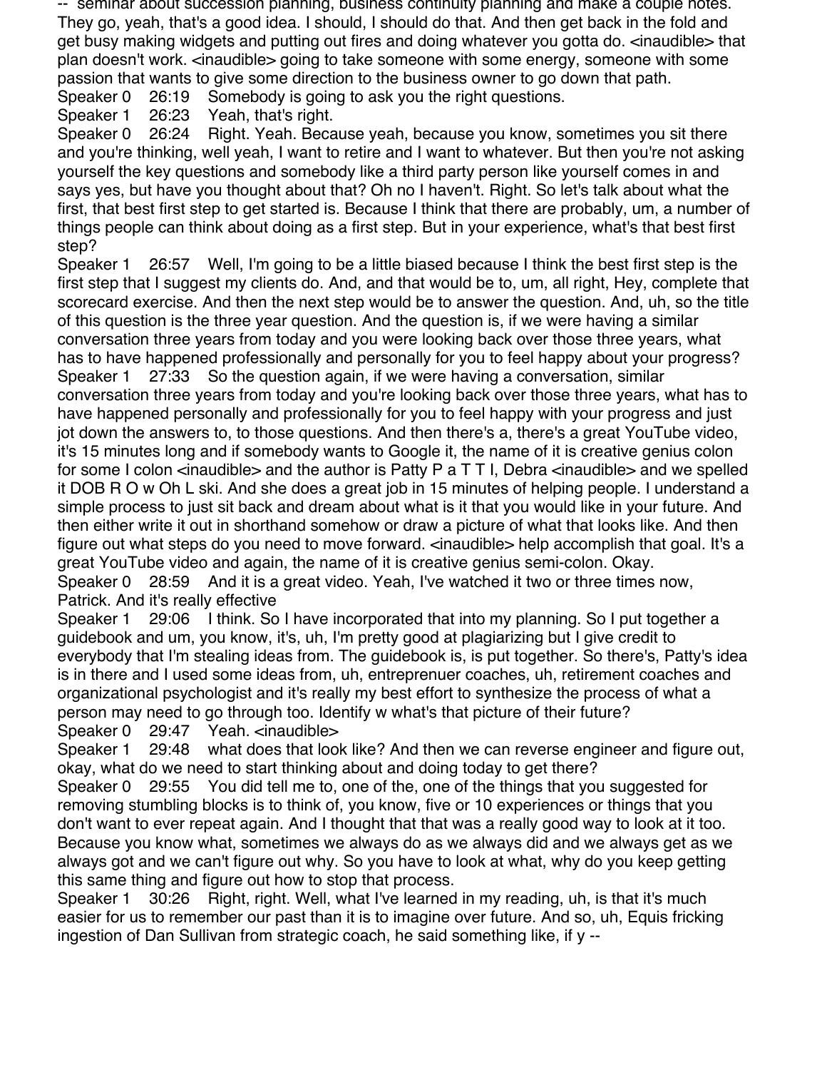-- seminar about succession planning, business continuity planning and make a couple notes. They go, yeah, that's a good idea. I should, I should do that. And then get back in the fold and get busy making widgets and putting out fires and doing whatever you gotta do. <inaudible> that plan doesn't work. <inaudible> going to take someone with some energy, someone with some passion that wants to give some direction to the business owner to go down that path.

Speaker 0 26:19 Somebody is going to ask you the right questions.

Speaker 1 26:23 Yeah, that's right.

Speaker 0 26:24 Right. Yeah. Because yeah, because you know, sometimes you sit there and you're thinking, well yeah, I want to retire and I want to whatever. But then you're not asking yourself the key questions and somebody like a third party person like yourself comes in and says yes, but have you thought about that? Oh no I haven't. Right. So let's talk about what the first, that best first step to get started is. Because I think that there are probably, um, a number of things people can think about doing as a first step. But in your experience, what's that best first step?

Speaker 1 26:57 Well, I'm going to be a little biased because I think the best first step is the first step that I suggest my clients do. And, and that would be to, um, all right, Hey, complete that scorecard exercise. And then the next step would be to answer the question. And, uh, so the title of this question is the three year question. And the question is, if we were having a similar conversation three years from today and you were looking back over those three years, what has to have happened professionally and personally for you to feel happy about your progress?

Speaker 1 27:33 So the question again, if we were having a conversation, similar conversation three years from today and you're looking back over those three years, what has to have happened personally and professionally for you to feel happy with your progress and just jot down the answers to, to those questions. And then there's a, there's a great YouTube video, it's 15 minutes long and if somebody wants to Google it, the name of it is creative genius colon for some I colon <inaudible> and the author is Patty P a T T I, Debra <inaudible> and we spelled it DOB R O w Oh L ski. And she does a great job in 15 minutes of helping people. I understand a simple process to just sit back and dream about what is it that you would like in your future. And then either write it out in shorthand somehow or draw a picture of what that looks like. And then figure out what steps do you need to move forward. <inaudible> help accomplish that goal. It's a great YouTube video and again, the name of it is creative genius semi-colon. Okay.

Speaker 0 28:59 And it is a great video. Yeah, I've watched it two or three times now, Patrick. And it's really effective

Speaker 1 29:06 I think. So I have incorporated that into my planning. So I put together a guidebook and um, you know, it's, uh, I'm pretty good at plagiarizing but I give credit to everybody that I'm stealing ideas from. The guidebook is, is put together. So there's, Patty's idea is in there and I used some ideas from, uh, entreprenuer coaches, uh, retirement coaches and organizational psychologist and it's really my best effort to synthesize the process of what a person may need to go through too. Identify w what's that picture of their future?

Speaker 0 29:47 Yeah. <inaudible>

Speaker 1 29:48 what does that look like? And then we can reverse engineer and figure out, okay, what do we need to start thinking about and doing today to get there?

Speaker 0 29:55 You did tell me to, one of the, one of the things that you suggested for removing stumbling blocks is to think of, you know, five or 10 experiences or things that you don't want to ever repeat again. And I thought that that was a really good way to look at it too. Because you know what, sometimes we always do as we always did and we always get as we always got and we can't figure out why. So you have to look at what, why do you keep getting this same thing and figure out how to stop that process.

Speaker 1 30:26 Right, right. Well, what I've learned in my reading, uh, is that it's much easier for us to remember our past than it is to imagine over future. And so, uh, Equis fricking ingestion of Dan Sullivan from strategic coach, he said something like, if y --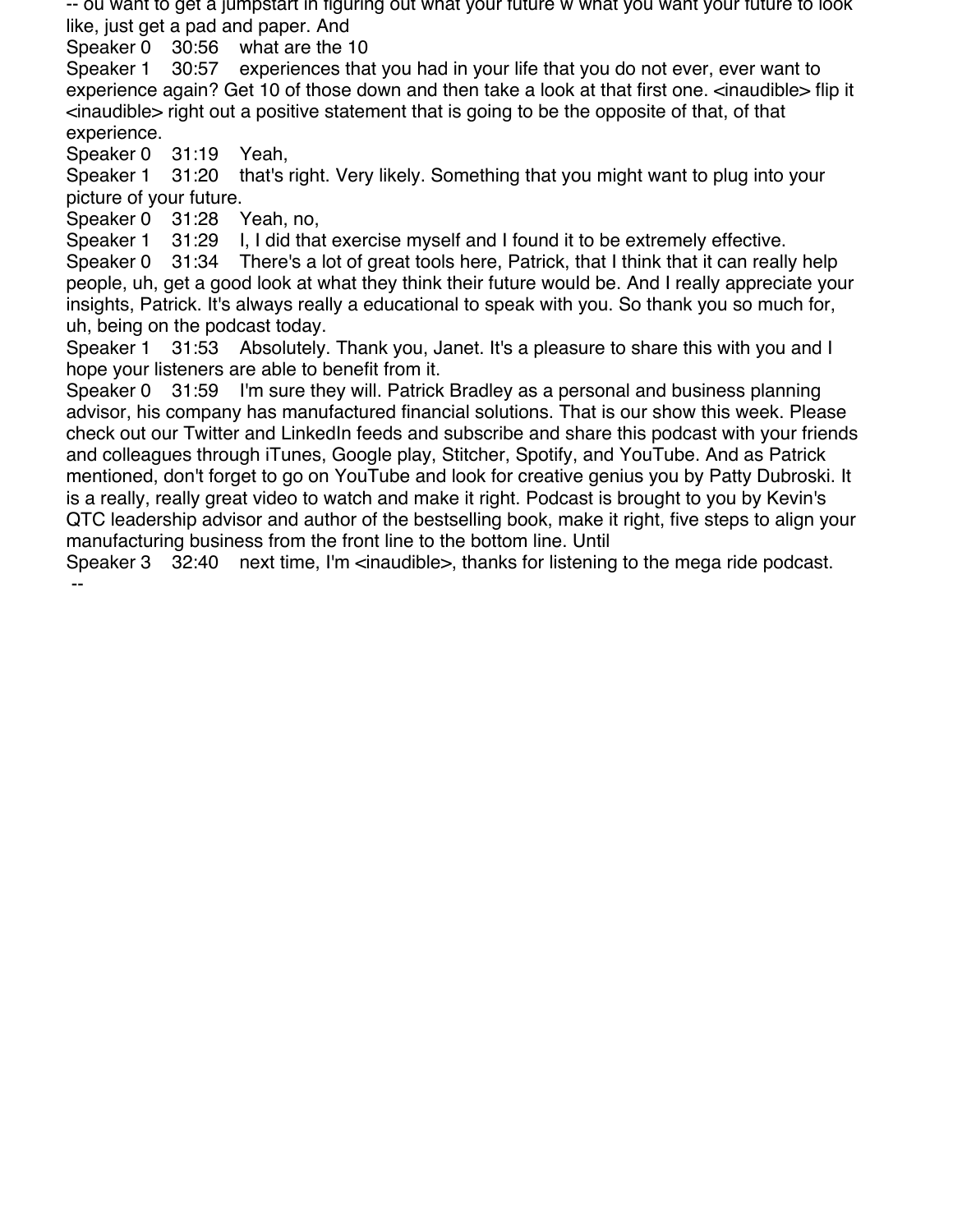-- ou want to get a jumpstart in figuring out what your future w what you want your future to look like, just get a pad and paper. And

Speaker 0 30:56 what are the 10

Speaker 1 30:57 experiences that you had in your life that you do not ever, ever want to experience again? Get 10 of those down and then take a look at that first one. <inaudible> flip it <inaudible> right out a positive statement that is going to be the opposite of that, of that experience.

Speaker 0 31:19 Yeah,

Speaker 1 31:20 that's right. Very likely. Something that you might want to plug into your picture of your future.

Speaker 0 31:28 Yeah, no,

Speaker 1 31:29 I, I did that exercise myself and I found it to be extremely effective.

Speaker 0 31:34 There's a lot of great tools here, Patrick, that I think that it can really help people, uh, get a good look at what they think their future would be. And I really appreciate your insights, Patrick. It's always really a educational to speak with you. So thank you so much for, uh, being on the podcast today.

Speaker 1 31:53 Absolutely. Thank you, Janet. It's a pleasure to share this with you and I hope your listeners are able to benefit from it.

Speaker 0 31:59 I'm sure they will. Patrick Bradley as a personal and business planning advisor, his company has manufactured financial solutions. That is our show this week. Please check out our Twitter and LinkedIn feeds and subscribe and share this podcast with your friends and colleagues through iTunes, Google play, Stitcher, Spotify, and YouTube. And as Patrick mentioned, don't forget to go on YouTube and look for creative genius you by Patty Dubroski. It is a really, really great video to watch and make it right. Podcast is brought to you by Kevin's QTC leadership advisor and author of the bestselling book, make it right, five steps to align your manufacturing business from the front line to the bottom line. Until

Speaker 3 32:40 next time, I'm <inaudible>, thanks for listening to the mega ride podcast.

--